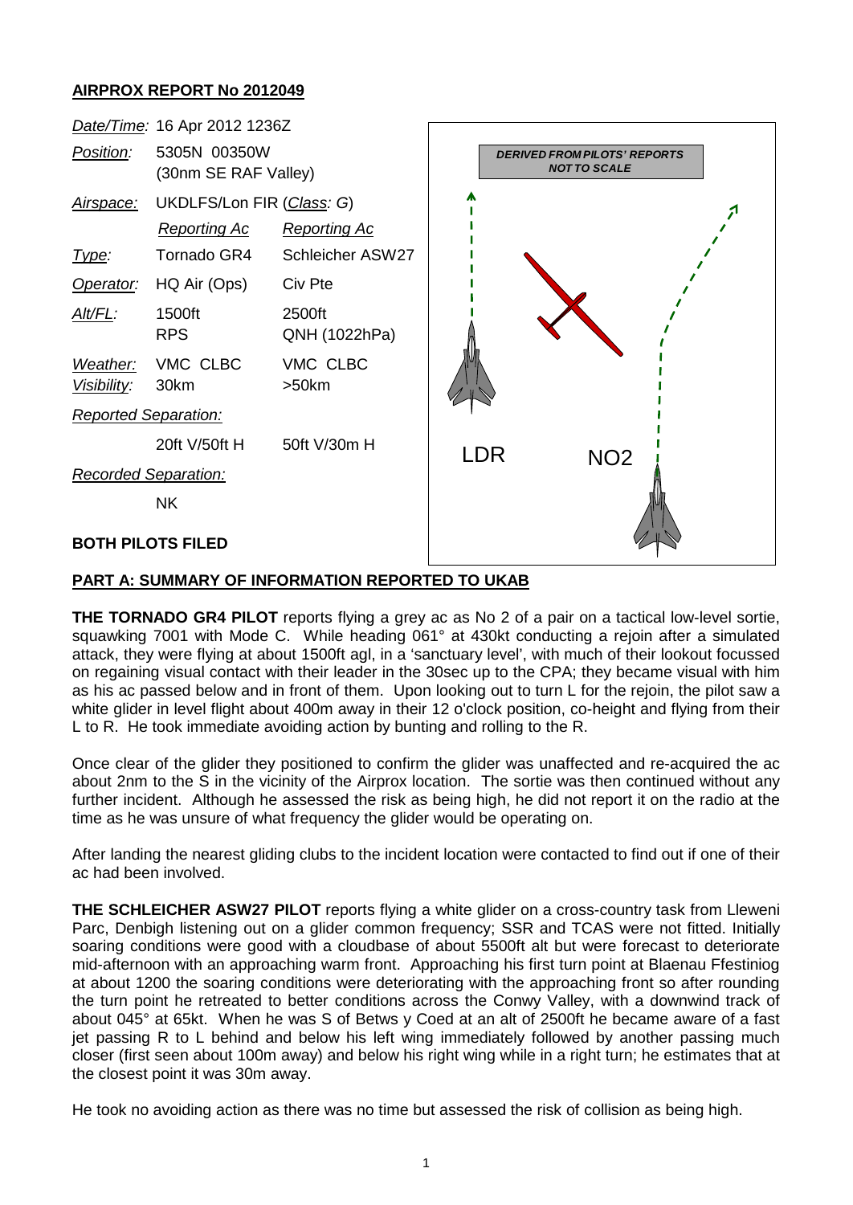**AIRPROX REPORT No 2012049**

| | | |
|---|---|---|
| *Date/Time:* | 16 Apr 2012 1236Z | |
| *Position:* | 5305N 00350W (30nm SE RAF Valley) | |
| *Airspace:* | UKDLFS/Lon FIR (*Class: G*) | |
| | *Reporting Ac* | *Reporting Ac* |
| *Type:* | Tornado GR4 | Schleicher ASW27 |
| *Operator:* | HQ Air (Ops) | Civ Pte |
| *Alt/FL:* | 1500ft RPS | 2500ft QNH (1022hPa) |
| *Weather:* | VMC CLBC | VMC CLBC |
| *Visibility:* | 30km | >50km |
| *Reported Separation:* | | |
| | 20ft V/50ft H | 50ft V/30m H |
| *Recorded Separation:* | | |
| | NK | |

*DERIVED FROM PILOTS' REPORTS NOT TO SCALE*

LDR NO2

**BOTH PILOTS FILED**

**PART A: SUMMARY OF INFORMATION REPORTED TO UKAB**

**THE TORNADO GR4 PILOT** reports flying a grey ac as No 2 of a pair on a tactical low-level sortie, squawking 7001 with Mode C. While heading 061° at 430kt conducting a rejoin after a simulated attack, they were flying at about 1500ft agl, in a 'sanctuary level', with much of their lookout focussed on regaining visual contact with their leader in the 30sec up to the CPA; they became visual with him as his ac passed below and in front of them. Upon looking out to turn L for the rejoin, the pilot saw a white glider in level flight about 400m away in their 12 o'clock position, co-height and flying from their L to R. He took immediate avoiding action by bunting and rolling to the R.

Once clear of the glider they positioned to confirm the glider was unaffected and re-acquired the ac about 2nm to the S in the vicinity of the Airprox location. The sortie was then continued without any further incident. Although he assessed the risk as being high, he did not report it on the radio at the time as he was unsure of what frequency the glider would be operating on.

After landing the nearest gliding clubs to the incident location were contacted to find out if one of their ac had been involved.

**THE SCHLEICHER ASW27 PILOT** reports flying a white glider on a cross-country task from Lleweni Parc, Denbigh listening out on a glider common frequency; SSR and TCAS were not fitted. Initially soaring conditions were good with a cloudbase of about 5500ft alt but were forecast to deteriorate mid-afternoon with an approaching warm front. Approaching his first turn point at Blaenau Ffestiniog at about 1200 the soaring conditions were deteriorating with the approaching front so after rounding the turn point he retreated to better conditions across the Conwy Valley, with a downwind track of about 045° at 65kt. When he was S of Betws y Coed at an alt of 2500ft he became aware of a fast jet passing R to L behind and below his left wing immediately followed by another passing much closer (first seen about 100m away) and below his right wing while in a right turn; he estimates that at the closest point it was 30m away.

He took no avoiding action as there was no time but assessed the risk of collision as being high.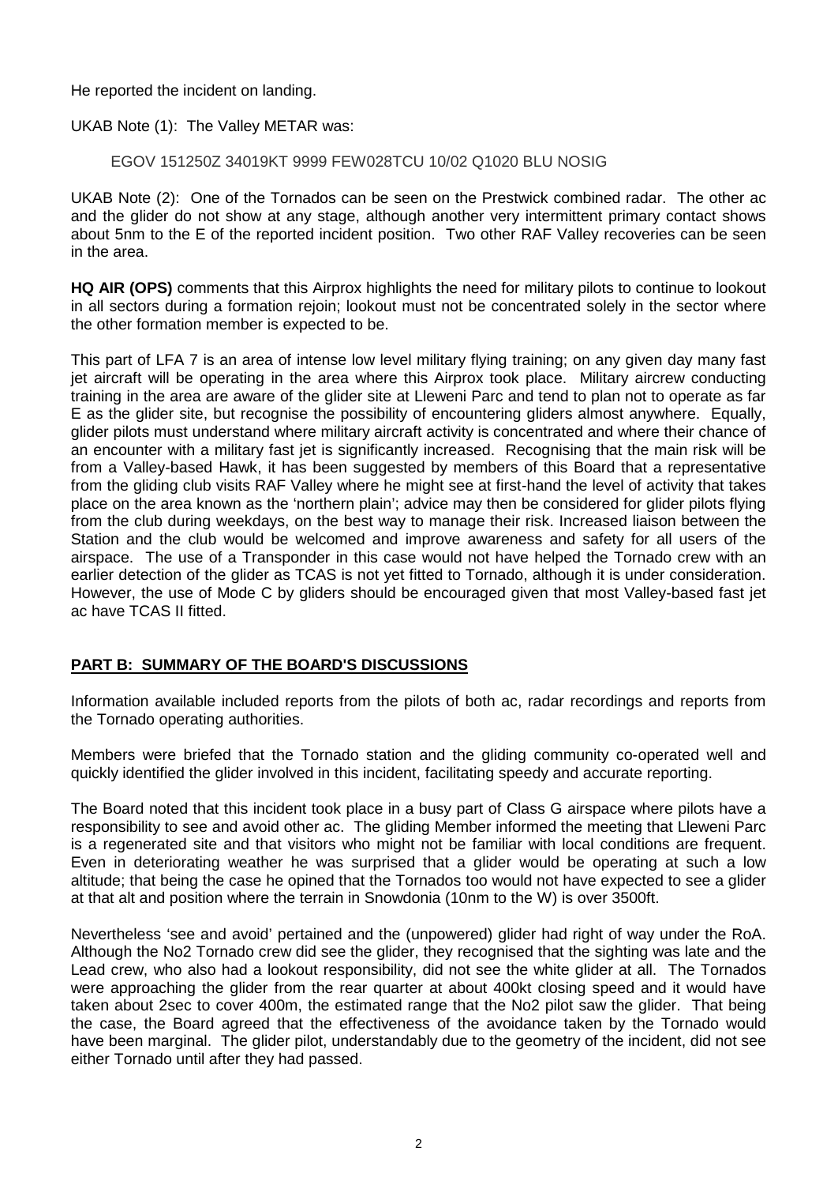He reported the incident on landing.

UKAB Note (1): The Valley METAR was:

EGOV 151250Z 34019KT 9999 FEW028TCU 10/02 Q1020 BLU NOSIG

UKAB Note (2): One of the Tornados can be seen on the Prestwick combined radar. The other ac and the glider do not show at any stage, although another very intermittent primary contact shows about 5nm to the E of the reported incident position. Two other RAF Valley recoveries can be seen in the area.

**HQ AIR (OPS)** comments that this Airprox highlights the need for military pilots to continue to lookout in all sectors during a formation rejoin; lookout must not be concentrated solely in the sector where the other formation member is expected to be.

This part of LFA 7 is an area of intense low level military flying training; on any given day many fast jet aircraft will be operating in the area where this Airprox took place. Military aircrew conducting training in the area are aware of the glider site at Lleweni Parc and tend to plan not to operate as far E as the glider site, but recognise the possibility of encountering gliders almost anywhere. Equally, glider pilots must understand where military aircraft activity is concentrated and where their chance of an encounter with a military fast jet is significantly increased. Recognising that the main risk will be from a Valley-based Hawk, it has been suggested by members of this Board that a representative from the gliding club visits RAF Valley where he might see at first-hand the level of activity that takes place on the area known as the 'northern plain'; advice may then be considered for glider pilots flying from the club during weekdays, on the best way to manage their risk. Increased liaison between the Station and the club would be welcomed and improve awareness and safety for all users of the airspace. The use of a Transponder in this case would not have helped the Tornado crew with an earlier detection of the glider as TCAS is not yet fitted to Tornado, although it is under consideration. However, the use of Mode C by gliders should be encouraged given that most Valley-based fast jet ac have TCAS II fitted.

## PART B: SUMMARY OF THE BOARD'S DISCUSSIONS

Information available included reports from the pilots of both ac, radar recordings and reports from the Tornado operating authorities.

Members were briefed that the Tornado station and the gliding community co-operated well and quickly identified the glider involved in this incident, facilitating speedy and accurate reporting.

The Board noted that this incident took place in a busy part of Class G airspace where pilots have a responsibility to see and avoid other ac. The gliding Member informed the meeting that Lleweni Parc is a regenerated site and that visitors who might not be familiar with local conditions are frequent. Even in deteriorating weather he was surprised that a glider would be operating at such a low altitude; that being the case he opined that the Tornados too would not have expected to see a glider at that alt and position where the terrain in Snowdonia (10nm to the W) is over 3500ft.

Nevertheless 'see and avoid' pertained and the (unpowered) glider had right of way under the RoA. Although the No2 Tornado crew did see the glider, they recognised that the sighting was late and the Lead crew, who also had a lookout responsibility, did not see the white glider at all. The Tornados were approaching the glider from the rear quarter at about 400kt closing speed and it would have taken about 2sec to cover 400m, the estimated range that the No2 pilot saw the glider. That being the case, the Board agreed that the effectiveness of the avoidance taken by the Tornado would have been marginal. The glider pilot, understandably due to the geometry of the incident, did not see either Tornado until after they had passed.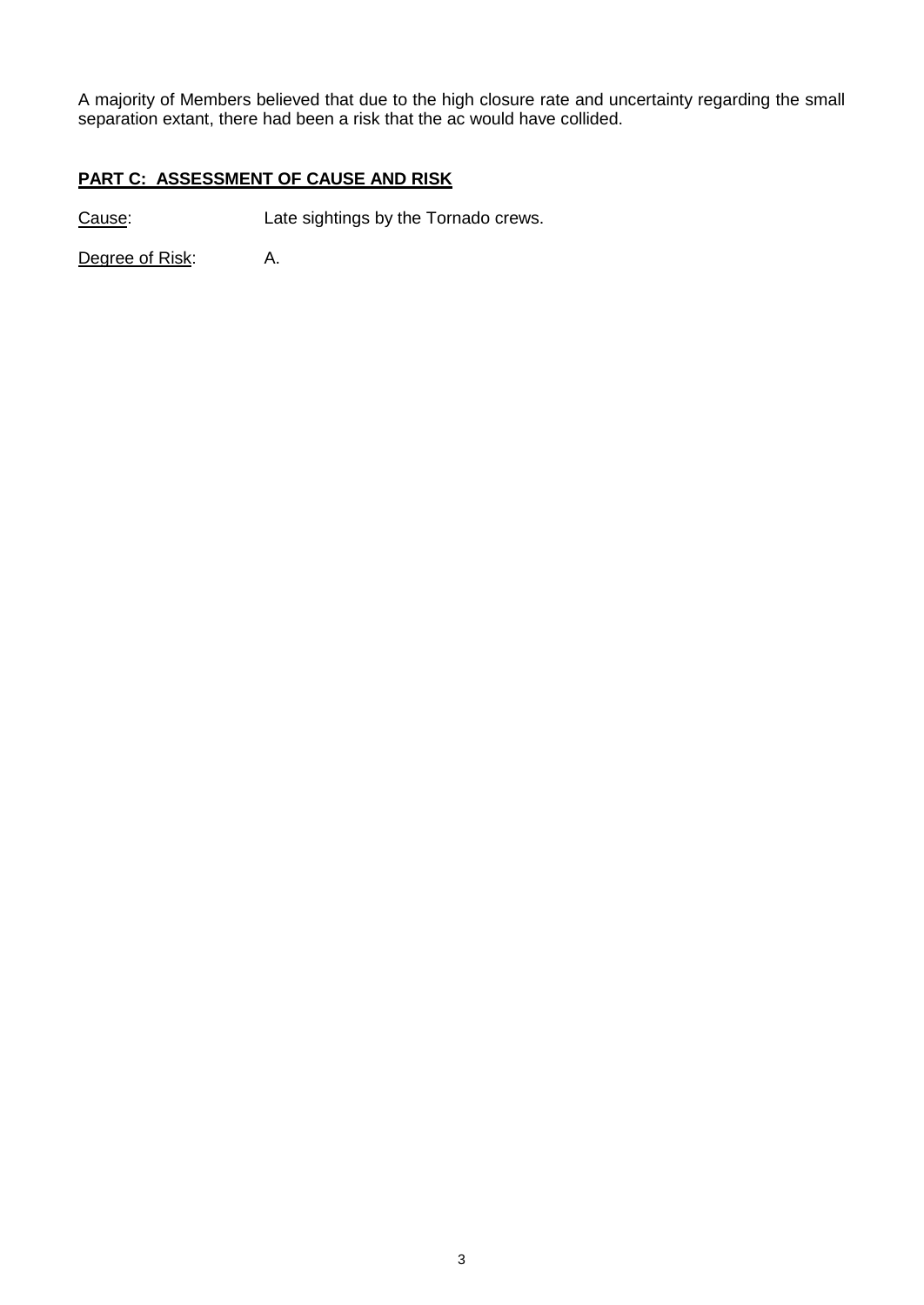A majority of Members believed that due to the high closure rate and uncertainty regarding the small separation extant, there had been a risk that the ac would have collided.

## PART C: ASSESSMENT OF CAUSE AND RISK

Cause: Late sightings by the Tornado crews.

Degree of Risk: A.